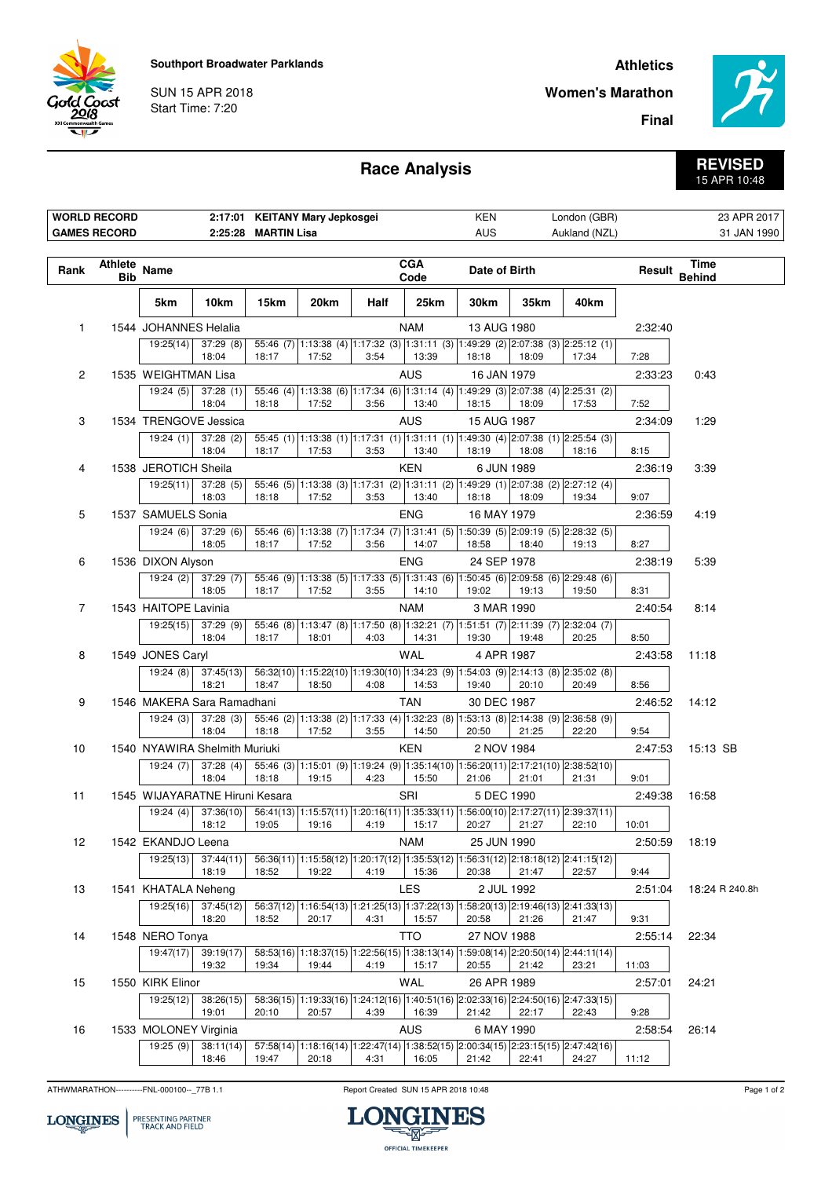Southport Broadwater Parklands

SUN 15 APR 2018
Start Time: 7:20

**Athletics**

**Women's Marathon**

**Final**

# Race Analysis

**REVISED**
15 APR 10:48

| | | | | | |
|---|---|---|---|---|---|
| **WORLD RECORD** | 2:17:01 | KEITANY Mary Jepkosgei | KEN | London (GBR) | 23 APR 2017 |
| **GAMES RECORD** | 2:25:28 | MARTIN Lisa | AUS | Aukland (NZL) | 31 JAN 1990 |

| Rank | Athlete Bib | Name | CGA Code | Date of Birth | Result | Time Behind |
|---|---|---|---|---|---|---|
| 1 | 1544 | JOHANNES Helalia | NAM | 13 AUG 1980 | 2:32:40 | |
| 2 | 1535 | WEIGHTMAN Lisa | AUS | 16 JAN 1979 | 2:33:23 | 0:43 |
| 3 | 1534 | TRENGOVE Jessica | AUS | 15 AUG 1987 | 2:34:09 | 1:29 |
| 4 | 1538 | JEROTICH Sheila | KEN | 6 JUN 1989 | 2:36:19 | 3:39 |
| 5 | 1537 | SAMUELS Sonia | ENG | 16 MAY 1979 | 2:36:59 | 4:19 |
| 6 | 1536 | DIXON Alyson | ENG | 24 SEP 1978 | 2:38:19 | 5:39 |
| 7 | 1543 | HAITOPE Lavinia | NAM | 3 MAR 1990 | 2:40:54 | 8:14 |
| 8 | 1549 | JONES Caryl | WAL | 4 APR 1987 | 2:43:58 | 11:18 |
| 9 | 1546 | MAKERA Sara Ramadhani | TAN | 30 DEC 1987 | 2:46:52 | 14:12 |
| 10 | 1540 | NYAWIRA Shelmith Muriuki | KEN | 2 NOV 1984 | 2:47:53 | 15:13 SB |
| 11 | 1545 | WIJAYARATNE Hiruni Kesara | SRI | 5 DEC 1990 | 2:49:38 | 16:58 |
| 12 | 1542 | EKANDJO Leena | NAM | 25 JUN 1990 | 2:50:59 | 18:19 |
| 13 | 1541 | KHATALA Neheng | LES | 2 JUL 1992 | 2:51:04 | 18:24 R 240.8h |
| 14 | 1548 | NERO Tonya | TTO | 27 NOV 1988 | 2:55:14 | 22:34 |
| 15 | 1550 | KIRK Elinor | WAL | 26 APR 1989 | 2:57:01 | 24:21 |
| 16 | 1533 | MOLONEY Virginia | AUS | 6 MAY 1990 | 2:58:54 | 26:14 |

Split times (cumulative time with position in parentheses; segment time below):

| Rank | Name | | 5km | 10km | 15km | 20km | Half | 25km | 30km | 35km | 40km | Finish |
|---|---|---|---|---|---|---|---|---|---|---|---|---|
| 1 | JOHANNES Helalia | Cumulative | 19:25(14) | 37:29 (8) | 55:46 (7) | 1:13:38 (4) | 1:17:32 (3) | 1:31:11 (3) | 1:49:29 (2) | 2:07:38 (3) | 2:25:12 (1) | |
| | | Segment | | 18:04 | 18:17 | 17:52 | 3:54 | 13:39 | 18:18 | 18:09 | 17:34 | 7:28 |
| 2 | WEIGHTMAN Lisa | Cumulative | 19:24 (5) | 37:28 (1) | 55:46 (4) | 1:13:38 (6) | 1:17:34 (6) | 1:31:14 (4) | 1:49:29 (3) | 2:07:38 (4) | 2:25:31 (2) | |
| | | Segment | | 18:04 | 18:18 | 17:52 | 3:56 | 13:40 | 18:15 | 18:09 | 17:53 | 7:52 |
| 3 | TRENGOVE Jessica | Cumulative | 19:24 (1) | 37:28 (2) | 55:45 (1) | 1:13:38 (1) | 1:17:31 (1) | 1:31:11 (1) | 1:49:30 (4) | 2:07:38 (1) | 2:25:54 (3) | |
| | | Segment | | 18:04 | 18:17 | 17:53 | 3:53 | 13:40 | 18:19 | 18:08 | 18:16 | 8:15 |
| 4 | JEROTICH Sheila | Cumulative | 19:25(11) | 37:28 (5) | 55:46 (5) | 1:13:38 (3) | 1:17:31 (2) | 1:31:11 (2) | 1:49:29 (1) | 2:07:38 (2) | 2:27:12 (4) | |
| | | Segment | | 18:03 | 18:18 | 17:52 | 3:53 | 13:40 | 18:18 | 18:09 | 19:34 | 9:07 |
| 5 | SAMUELS Sonia | Cumulative | 19:24 (6) | 37:29 (6) | 55:46 (6) | 1:13:38 (7) | 1:17:34 (7) | 1:31:41 (5) | 1:50:39 (5) | 2:09:19 (5) | 2:28:32 (5) | |
| | | Segment | | 18:05 | 18:17 | 17:52 | 3:56 | 14:07 | 18:58 | 18:40 | 19:13 | 8:27 |
| 6 | DIXON Alyson | Cumulative | 19:24 (2) | 37:29 (7) | 55:46 (9) | 1:13:38 (5) | 1:17:33 (5) | 1:31:43 (6) | 1:50:45 (6) | 2:09:58 (6) | 2:29:48 (6) | |
| | | Segment | | 18:05 | 18:17 | 17:52 | 3:55 | 14:10 | 19:02 | 19:13 | 19:50 | 8:31 |
| 7 | HAITOPE Lavinia | Cumulative | 19:25(15) | 37:29 (9) | 55:46 (8) | 1:13:47 (8) | 1:17:50 (8) | 1:32:21 (7) | 1:51:51 (7) | 2:11:39 (7) | 2:32:04 (7) | |
| | | Segment | | 18:04 | 18:17 | 18:01 | 4:03 | 14:31 | 19:30 | 19:48 | 20:25 | 8:50 |
| 8 | JONES Caryl | Cumulative | 19:24 (8) | 37:45(13) | 56:32(10) | 1:15:22(10) | 1:19:30(10) | 1:34:23 (9) | 1:54:03 (9) | 2:14:13 (8) | 2:35:02 (8) | |
| | | Segment | | 18:21 | 18:47 | 18:50 | 4:08 | 14:53 | 19:40 | 20:10 | 20:49 | 8:56 |
| 9 | MAKERA Sara Ramadhani | Cumulative | 19:24 (3) | 37:28 (3) | 55:46 (2) | 1:13:38 (2) | 1:17:33 (4) | 1:32:23 (8) | 1:53:13 (8) | 2:14:38 (9) | 2:36:58 (9) | |
| | | Segment | | 18:04 | 18:18 | 17:52 | 3:55 | 14:50 | 20:50 | 21:25 | 22:20 | 9:54 |
| 10 | NYAWIRA Shelmith Muriuki | Cumulative | 19:24 (7) | 37:28 (4) | 55:46 (3) | 1:15:01 (9) | 1:19:24 (9) | 1:35:14(10) | 1:56:20(11) | 2:17:21(10) | 2:38:52(10) | |
| | | Segment | | 18:04 | 18:18 | 19:15 | 4:23 | 15:50 | 21:06 | 21:01 | 21:31 | 9:01 |
| 11 | WIJAYARATNE Hiruni Kesara | Cumulative | 19:24 (4) | 37:36(10) | 56:41(13) | 1:15:57(11) | 1:20:16(11) | 1:35:33(11) | 1:56:00(10) | 2:17:27(11) | 2:39:37(11) | |
| | | Segment | | 18:12 | 19:05 | 19:16 | 4:19 | 15:17 | 20:27 | 21:27 | 22:10 | 10:01 |
| 12 | EKANDJO Leena | Cumulative | 19:25(13) | 37:44(11) | 56:36(11) | 1:15:58(12) | 1:20:17(12) | 1:35:53(12) | 1:56:31(12) | 2:18:18(12) | 2:41:15(12) | |
| | | Segment | | 18:19 | 18:52 | 19:22 | 4:19 | 15:36 | 20:38 | 21:47 | 22:57 | 9:44 |
| 13 | KHATALA Neheng | Cumulative | 19:25(16) | 37:45(12) | 56:37(12) | 1:16:54(13) | 1:21:25(13) | 1:37:22(13) | 1:58:20(13) | 2:19:46(13) | 2:41:33(13) | |
| | | Segment | | 18:20 | 18:52 | 20:17 | 4:31 | 15:57 | 20:58 | 21:26 | 21:47 | 9:31 |
| 14 | NERO Tonya | Cumulative | 19:47(17) | 39:19(17) | 58:53(16) | 1:18:37(15) | 1:22:56(15) | 1:38:13(14) | 1:59:08(14) | 2:20:50(14) | 2:44:11(14) | |
| | | Segment | | 19:32 | 19:34 | 19:44 | 4:19 | 15:17 | 20:55 | 21:42 | 23:21 | 11:03 |
| 15 | KIRK Elinor | Cumulative | 19:25(12) | 38:26(15) | 58:36(15) | 1:19:33(16) | 1:24:12(16) | 1:40:51(16) | 2:02:33(16) | 2:24:50(16) | 2:47:33(15) | |
| | | Segment | | 19:01 | 20:10 | 20:57 | 4:39 | 16:39 | 21:42 | 22:17 | 22:43 | 9:28 |
| 16 | MOLONEY Virginia | Cumulative | 19:25 (9) | 38:11(14) | 57:58(14) | 1:18:16(14) | 1:22:47(14) | 1:38:52(15) | 2:00:34(15) | 2:23:15(15) | 2:47:42(16) | |
| | | Segment | | 18:46 | 19:47 | 20:18 | 4:31 | 16:05 | 21:42 | 22:41 | 24:27 | 11:12 |

ATHWMARATHON----------FNL-000100--_77B 1.1 Report Created SUN 15 APR 2018 10:48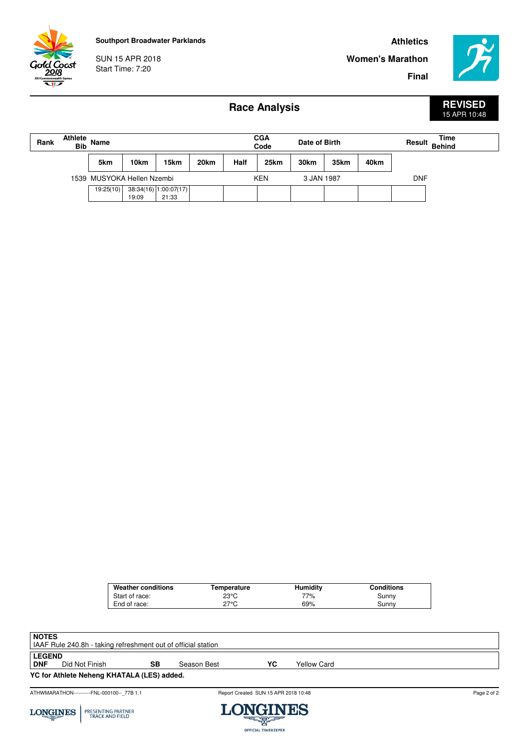Southport Broadwater Parklands

SUN 15 APR 2018
Start Time: 7:20

**Athletics**
**Women's Marathon**
**Final**

## Race Analysis

**REVISED**
15 APR 10:48

| Rank | Athlete Bib | Name | | | | | CGA Code | Date of Birth | | | Result | Time Behind |
|---|---|---|---|---|---|---|---|---|---|---|---|---|
| | | 5km | 10km | 15km | 20km | Half | 25km | 30km | 35km | 40km | | |
| | 1539 | MUSYOKA Hellen Nzembi | | | | | KEN | 3 JAN 1987 | | | DNF | |
| | | 19:25(10) | 38:34(16) 19:09 | 1:00:07(17) 21:33 | | | | | | | | |

| Weather conditions | Temperature | Humidity | Conditions |
|---|---|---|---|
| Start of race: | 23°C | 77% | Sunny |
| End of race: | 27°C | 69% | Sunny |

**NOTES**
IAAF Rule 240.8h - taking refreshment out of official station

**LEGEND**

| | | | | | |
|---|---|---|---|---|---|
| **DNF** | Did Not Finish | **SB** | Season Best | **YC** | Yellow Card |

**YC for Athlete Neheng KHATALA (LES) added.**

ATHWMARATHON----------FNL-000100--_77B 1.1 Report Created SUN 15 APR 2018 10:48